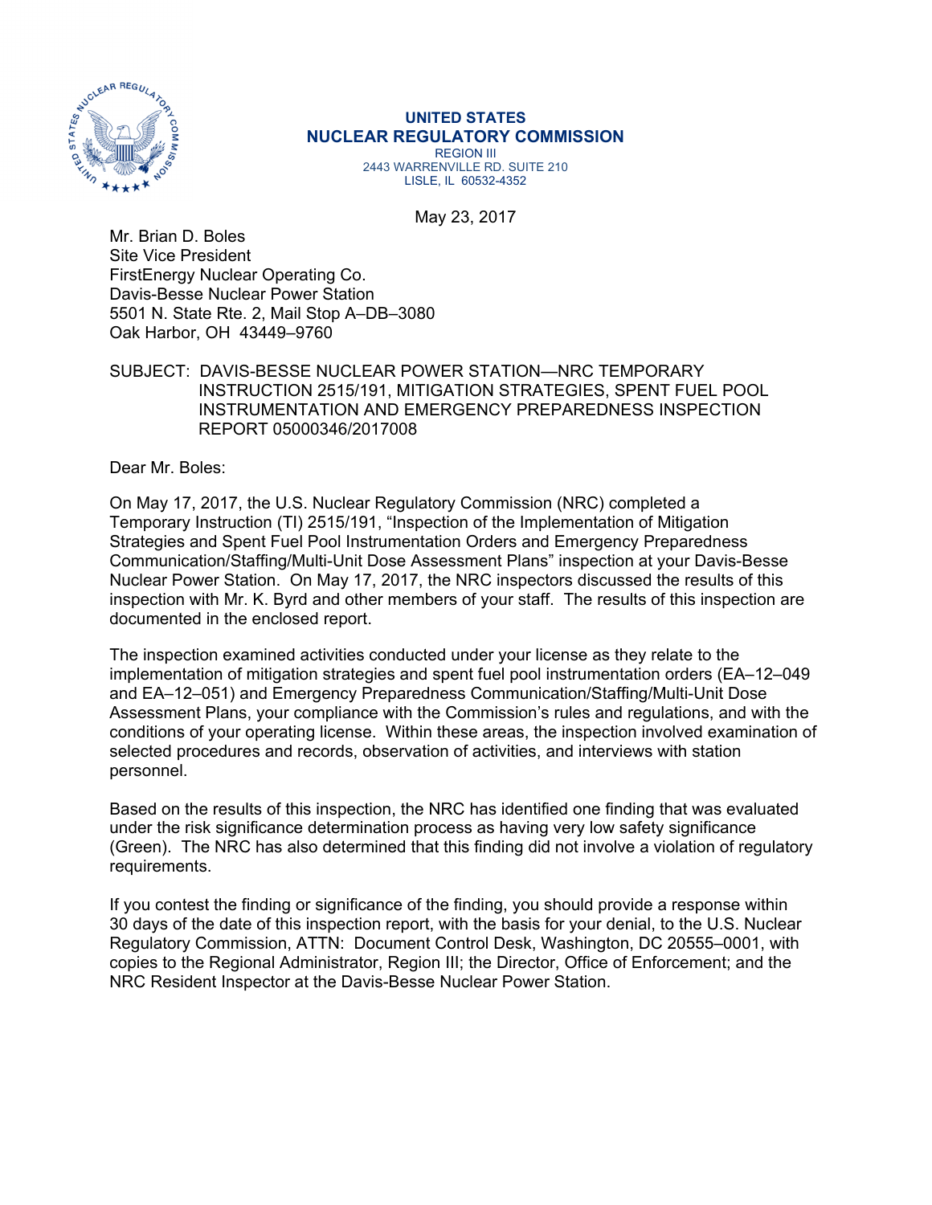**UNITED STATES**
**NUCLEAR REGULATORY COMMISSION**
REGION III
2443 WARRENVILLE RD. SUITE 210
LISLE, IL 60532-4352

May 23, 2017

Mr. Brian D. Boles
Site Vice President
FirstEnergy Nuclear Operating Co.
Davis-Besse Nuclear Power Station
5501 N. State Rte. 2, Mail Stop A–DB–3080
Oak Harbor, OH 43449–9760

SUBJECT: DAVIS-BESSE NUCLEAR POWER STATION—NRC TEMPORARY INSTRUCTION 2515/191, MITIGATION STRATEGIES, SPENT FUEL POOL INSTRUMENTATION AND EMERGENCY PREPAREDNESS INSPECTION REPORT 05000346/2017008

Dear Mr. Boles:

On May 17, 2017, the U.S. Nuclear Regulatory Commission (NRC) completed a Temporary Instruction (TI) 2515/191, "Inspection of the Implementation of Mitigation Strategies and Spent Fuel Pool Instrumentation Orders and Emergency Preparedness Communication/Staffing/Multi-Unit Dose Assessment Plans" inspection at your Davis-Besse Nuclear Power Station. On May 17, 2017, the NRC inspectors discussed the results of this inspection with Mr. K. Byrd and other members of your staff. The results of this inspection are documented in the enclosed report.

The inspection examined activities conducted under your license as they relate to the implementation of mitigation strategies and spent fuel pool instrumentation orders (EA–12–049 and EA–12–051) and Emergency Preparedness Communication/Staffing/Multi-Unit Dose Assessment Plans, your compliance with the Commission's rules and regulations, and with the conditions of your operating license. Within these areas, the inspection involved examination of selected procedures and records, observation of activities, and interviews with station personnel.

Based on the results of this inspection, the NRC has identified one finding that was evaluated under the risk significance determination process as having very low safety significance (Green). The NRC has also determined that this finding did not involve a violation of regulatory requirements.

If you contest the finding or significance of the finding, you should provide a response within 30 days of the date of this inspection report, with the basis for your denial, to the U.S. Nuclear Regulatory Commission, ATTN: Document Control Desk, Washington, DC 20555–0001, with copies to the Regional Administrator, Region III; the Director, Office of Enforcement; and the NRC Resident Inspector at the Davis-Besse Nuclear Power Station.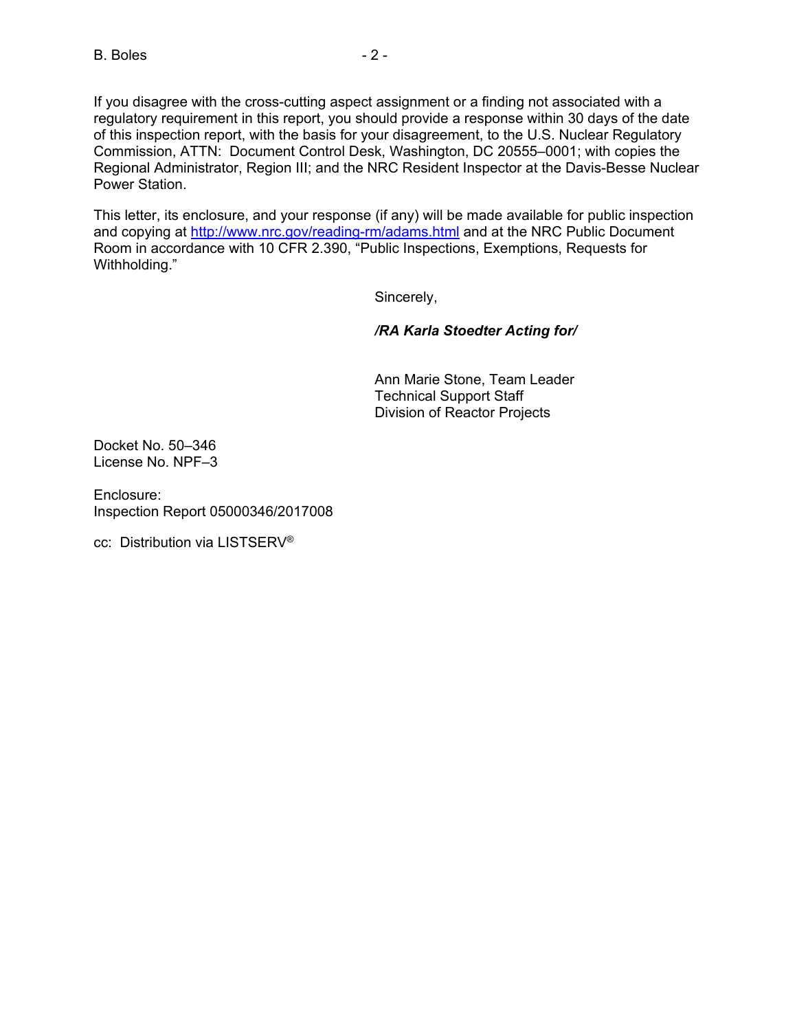If you disagree with the cross-cutting aspect assignment or a finding not associated with a regulatory requirement in this report, you should provide a response within 30 days of the date of this inspection report, with the basis for your disagreement, to the U.S. Nuclear Regulatory Commission, ATTN: Document Control Desk, Washington, DC 20555–0001; with copies the Regional Administrator, Region III; and the NRC Resident Inspector at the Davis-Besse Nuclear Power Station.

This letter, its enclosure, and your response (if any) will be made available for public inspection and copying at http://www.nrc.gov/reading-rm/adams.html and at the NRC Public Document Room in accordance with 10 CFR 2.390, "Public Inspections, Exemptions, Requests for Withholding."

Sincerely,

***/RA Karla Stoedter Acting for/***

Ann Marie Stone, Team Leader
Technical Support Staff
Division of Reactor Projects

Docket No. 50–346
License No. NPF–3

Enclosure:
Inspection Report 05000346/2017008

cc: Distribution via LISTSERV®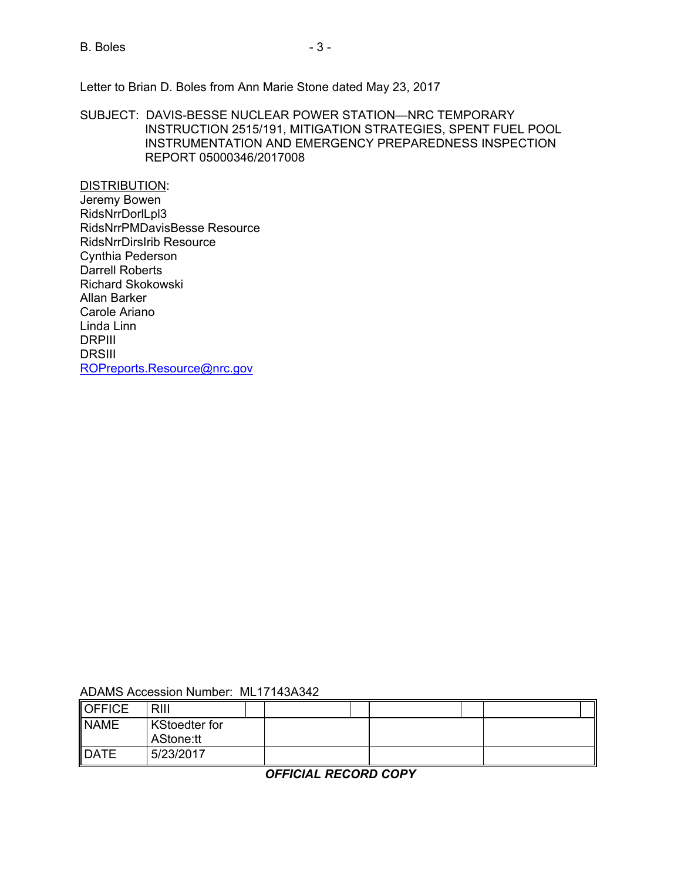Letter to Brian D. Boles from Ann Marie Stone dated May 23, 2017

SUBJECT: DAVIS-BESSE NUCLEAR POWER STATION—NRC TEMPORARY INSTRUCTION 2515/191, MITIGATION STRATEGIES, SPENT FUEL POOL INSTRUMENTATION AND EMERGENCY PREPAREDNESS INSPECTION REPORT 05000346/2017008

DISTRIBUTION:
Jeremy Bowen
RidsNrrDorlLpl3
RidsNrrPMDavisBesse Resource
RidsNrrDirsIrib Resource
Cynthia Pederson
Darrell Roberts
Richard Skokowski
Allan Barker
Carole Ariano
Linda Linn
DRPIII
DRSIII
ROPreports.Resource@nrc.gov

ADAMS Accession Number: ML17143A342

| OFFICE | RIII | | | |
|---|---|---|---|---|
| NAME | KStoedter for AStone:tt | | | |
| DATE | 5/23/2017 | | | |

***OFFICIAL RECORD COPY***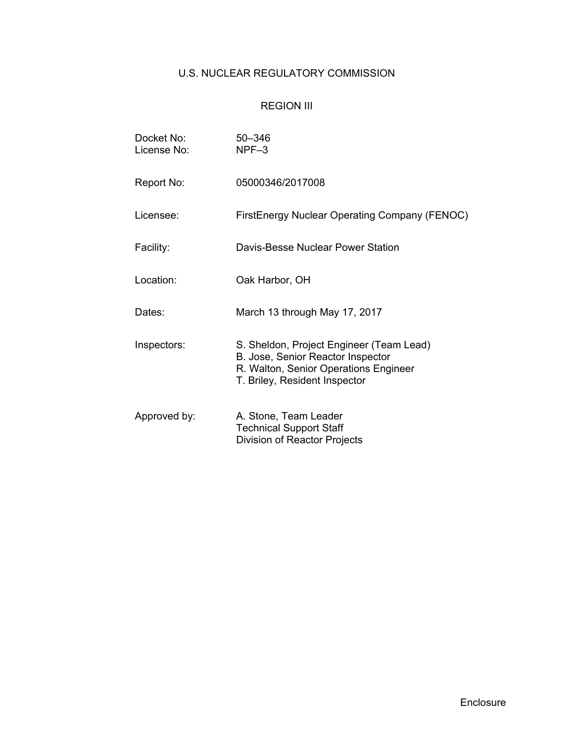U.S. NUCLEAR REGULATORY COMMISSION

REGION III

| | |
|---|---|
| Docket No: | 50–346 |
| License No: | NPF–3 |
| Report No: | 05000346/2017008 |
| Licensee: | FirstEnergy Nuclear Operating Company (FENOC) |
| Facility: | Davis-Besse Nuclear Power Station |
| Location: | Oak Harbor, OH |
| Dates: | March 13 through May 17, 2017 |
| Inspectors: | S. Sheldon, Project Engineer (Team Lead)<br>B. Jose, Senior Reactor Inspector<br>R. Walton, Senior Operations Engineer<br>T. Briley, Resident Inspector |
| Approved by: | A. Stone, Team Leader<br>Technical Support Staff<br>Division of Reactor Projects |

Enclosure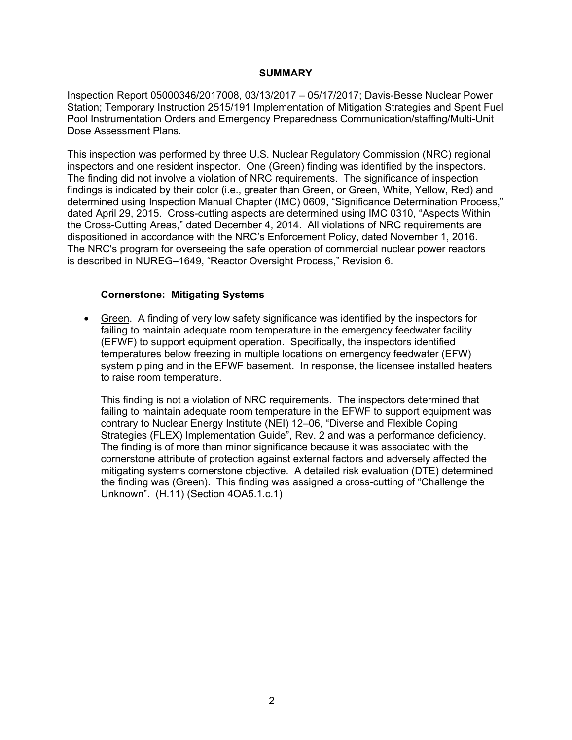## SUMMARY

Inspection Report 05000346/2017008, 03/13/2017 – 05/17/2017; Davis-Besse Nuclear Power Station; Temporary Instruction 2515/191 Implementation of Mitigation Strategies and Spent Fuel Pool Instrumentation Orders and Emergency Preparedness Communication/staffing/Multi-Unit Dose Assessment Plans.

This inspection was performed by three U.S. Nuclear Regulatory Commission (NRC) regional inspectors and one resident inspector. One (Green) finding was identified by the inspectors. The finding did not involve a violation of NRC requirements. The significance of inspection findings is indicated by their color (i.e., greater than Green, or Green, White, Yellow, Red) and determined using Inspection Manual Chapter (IMC) 0609, "Significance Determination Process," dated April 29, 2015. Cross-cutting aspects are determined using IMC 0310, "Aspects Within the Cross-Cutting Areas," dated December 4, 2014. All violations of NRC requirements are dispositioned in accordance with the NRC's Enforcement Policy, dated November 1, 2016. The NRC's program for overseeing the safe operation of commercial nuclear power reactors is described in NUREG–1649, "Reactor Oversight Process," Revision 6.

### Cornerstone: Mitigating Systems

- Green. A finding of very low safety significance was identified by the inspectors for failing to maintain adequate room temperature in the emergency feedwater facility (EFWF) to support equipment operation. Specifically, the inspectors identified temperatures below freezing in multiple locations on emergency feedwater (EFW) system piping and in the EFWF basement. In response, the licensee installed heaters to raise room temperature.

  This finding is not a violation of NRC requirements. The inspectors determined that failing to maintain adequate room temperature in the EFWF to support equipment was contrary to Nuclear Energy Institute (NEI) 12–06, "Diverse and Flexible Coping Strategies (FLEX) Implementation Guide", Rev. 2 and was a performance deficiency. The finding is of more than minor significance because it was associated with the cornerstone attribute of protection against external factors and adversely affected the mitigating systems cornerstone objective. A detailed risk evaluation (DTE) determined the finding was (Green). This finding was assigned a cross-cutting of "Challenge the Unknown". (H.11) (Section 4OA5.1.c.1)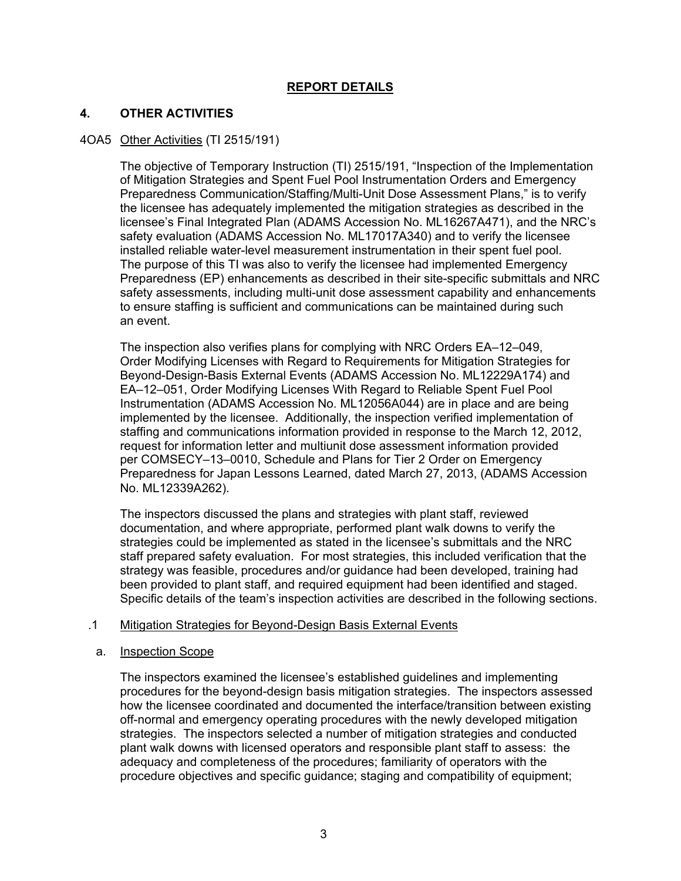## REPORT DETAILS

### 4. OTHER ACTIVITIES

4OA5 Other Activities (TI 2515/191)

The objective of Temporary Instruction (TI) 2515/191, "Inspection of the Implementation of Mitigation Strategies and Spent Fuel Pool Instrumentation Orders and Emergency Preparedness Communication/Staffing/Multi-Unit Dose Assessment Plans," is to verify the licensee has adequately implemented the mitigation strategies as described in the licensee's Final Integrated Plan (ADAMS Accession No. ML16267A471), and the NRC's safety evaluation (ADAMS Accession No. ML17017A340) and to verify the licensee installed reliable water-level measurement instrumentation in their spent fuel pool. The purpose of this TI was also to verify the licensee had implemented Emergency Preparedness (EP) enhancements as described in their site-specific submittals and NRC safety assessments, including multi-unit dose assessment capability and enhancements to ensure staffing is sufficient and communications can be maintained during such an event.

The inspection also verifies plans for complying with NRC Orders EA–12–049, Order Modifying Licenses with Regard to Requirements for Mitigation Strategies for Beyond-Design-Basis External Events (ADAMS Accession No. ML12229A174) and EA–12–051, Order Modifying Licenses With Regard to Reliable Spent Fuel Pool Instrumentation (ADAMS Accession No. ML12056A044) are in place and are being implemented by the licensee. Additionally, the inspection verified implementation of staffing and communications information provided in response to the March 12, 2012, request for information letter and multiunit dose assessment information provided per COMSECY–13–0010, Schedule and Plans for Tier 2 Order on Emergency Preparedness for Japan Lessons Learned, dated March 27, 2013, (ADAMS Accession No. ML12339A262).

The inspectors discussed the plans and strategies with plant staff, reviewed documentation, and where appropriate, performed plant walk downs to verify the strategies could be implemented as stated in the licensee's submittals and the NRC staff prepared safety evaluation. For most strategies, this included verification that the strategy was feasible, procedures and/or guidance had been developed, training had been provided to plant staff, and required equipment had been identified and staged. Specific details of the team's inspection activities are described in the following sections.

.1 Mitigation Strategies for Beyond-Design Basis External Events

a. Inspection Scope

The inspectors examined the licensee's established guidelines and implementing procedures for the beyond-design basis mitigation strategies. The inspectors assessed how the licensee coordinated and documented the interface/transition between existing off-normal and emergency operating procedures with the newly developed mitigation strategies. The inspectors selected a number of mitigation strategies and conducted plant walk downs with licensed operators and responsible plant staff to assess: the adequacy and completeness of the procedures; familiarity of operators with the procedure objectives and specific guidance; staging and compatibility of equipment;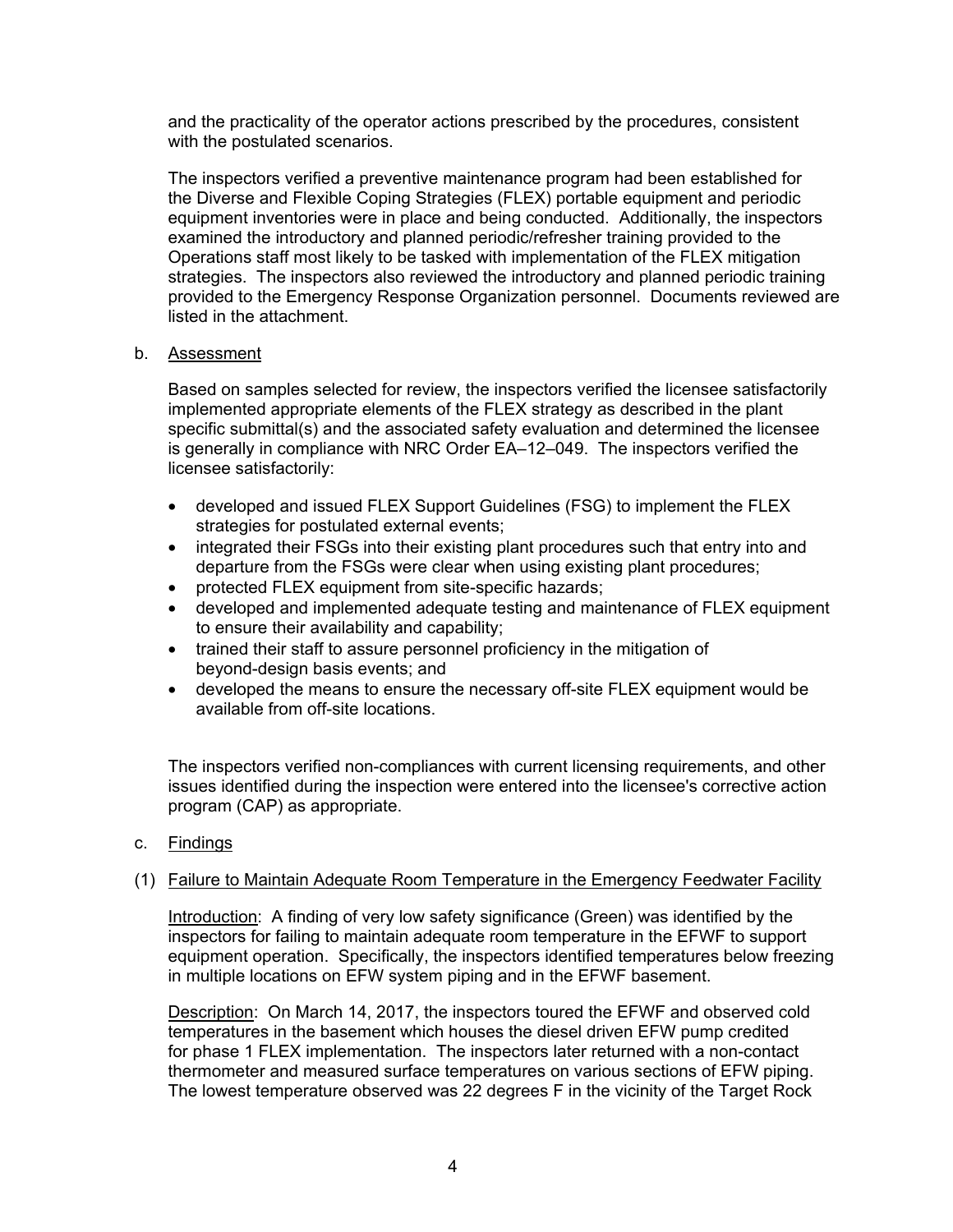and the practicality of the operator actions prescribed by the procedures, consistent with the postulated scenarios.

The inspectors verified a preventive maintenance program had been established for the Diverse and Flexible Coping Strategies (FLEX) portable equipment and periodic equipment inventories were in place and being conducted. Additionally, the inspectors examined the introductory and planned periodic/refresher training provided to the Operations staff most likely to be tasked with implementation of the FLEX mitigation strategies. The inspectors also reviewed the introductory and planned periodic training provided to the Emergency Response Organization personnel. Documents reviewed are listed in the attachment.

b. Assessment

Based on samples selected for review, the inspectors verified the licensee satisfactorily implemented appropriate elements of the FLEX strategy as described in the plant specific submittal(s) and the associated safety evaluation and determined the licensee is generally in compliance with NRC Order EA–12–049. The inspectors verified the licensee satisfactorily:

- developed and issued FLEX Support Guidelines (FSG) to implement the FLEX strategies for postulated external events;
- integrated their FSGs into their existing plant procedures such that entry into and departure from the FSGs were clear when using existing plant procedures;
- protected FLEX equipment from site-specific hazards;
- developed and implemented adequate testing and maintenance of FLEX equipment to ensure their availability and capability;
- trained their staff to assure personnel proficiency in the mitigation of beyond-design basis events; and
- developed the means to ensure the necessary off-site FLEX equipment would be available from off-site locations.

The inspectors verified non-compliances with current licensing requirements, and other issues identified during the inspection were entered into the licensee's corrective action program (CAP) as appropriate.

c. Findings

(1) Failure to Maintain Adequate Room Temperature in the Emergency Feedwater Facility

Introduction: A finding of very low safety significance (Green) was identified by the inspectors for failing to maintain adequate room temperature in the EFWF to support equipment operation. Specifically, the inspectors identified temperatures below freezing in multiple locations on EFW system piping and in the EFWF basement.

Description: On March 14, 2017, the inspectors toured the EFWF and observed cold temperatures in the basement which houses the diesel driven EFW pump credited for phase 1 FLEX implementation. The inspectors later returned with a non-contact thermometer and measured surface temperatures on various sections of EFW piping. The lowest temperature observed was 22 degrees F in the vicinity of the Target Rock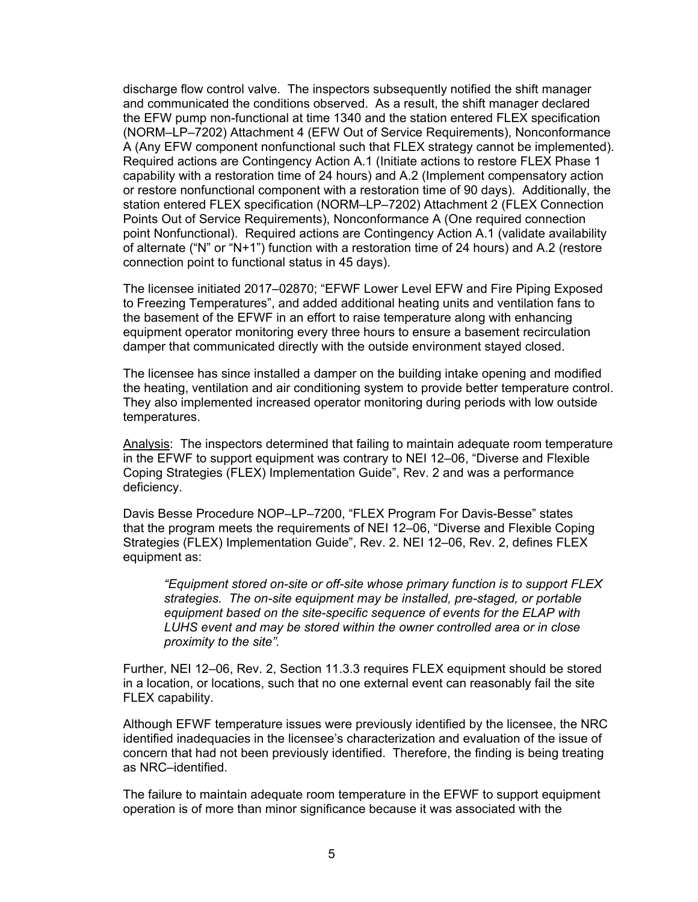discharge flow control valve. The inspectors subsequently notified the shift manager and communicated the conditions observed. As a result, the shift manager declared the EFW pump non-functional at time 1340 and the station entered FLEX specification (NORM–LP–7202) Attachment 4 (EFW Out of Service Requirements), Nonconformance A (Any EFW component nonfunctional such that FLEX strategy cannot be implemented). Required actions are Contingency Action A.1 (Initiate actions to restore FLEX Phase 1 capability with a restoration time of 24 hours) and A.2 (Implement compensatory action or restore nonfunctional component with a restoration time of 90 days). Additionally, the station entered FLEX specification (NORM–LP–7202) Attachment 2 (FLEX Connection Points Out of Service Requirements), Nonconformance A (One required connection point Nonfunctional). Required actions are Contingency Action A.1 (validate availability of alternate ("N" or "N+1") function with a restoration time of 24 hours) and A.2 (restore connection point to functional status in 45 days).

The licensee initiated 2017–02870; "EFWF Lower Level EFW and Fire Piping Exposed to Freezing Temperatures", and added additional heating units and ventilation fans to the basement of the EFWF in an effort to raise temperature along with enhancing equipment operator monitoring every three hours to ensure a basement recirculation damper that communicated directly with the outside environment stayed closed.

The licensee has since installed a damper on the building intake opening and modified the heating, ventilation and air conditioning system to provide better temperature control. They also implemented increased operator monitoring during periods with low outside temperatures.

Analysis: The inspectors determined that failing to maintain adequate room temperature in the EFWF to support equipment was contrary to NEI 12–06, "Diverse and Flexible Coping Strategies (FLEX) Implementation Guide", Rev. 2 and was a performance deficiency.

Davis Besse Procedure NOP–LP–7200, "FLEX Program For Davis-Besse" states that the program meets the requirements of NEI 12–06, "Diverse and Flexible Coping Strategies (FLEX) Implementation Guide", Rev. 2. NEI 12–06, Rev. 2, defines FLEX equipment as:

> *"Equipment stored on-site or off-site whose primary function is to support FLEX strategies. The on-site equipment may be installed, pre-staged, or portable equipment based on the site-specific sequence of events for the ELAP with LUHS event and may be stored within the owner controlled area or in close proximity to the site".*

Further, NEI 12–06, Rev. 2, Section 11.3.3 requires FLEX equipment should be stored in a location, or locations, such that no one external event can reasonably fail the site FLEX capability.

Although EFWF temperature issues were previously identified by the licensee, the NRC identified inadequacies in the licensee's characterization and evaluation of the issue of concern that had not been previously identified. Therefore, the finding is being treating as NRC–identified.

The failure to maintain adequate room temperature in the EFWF to support equipment operation is of more than minor significance because it was associated with the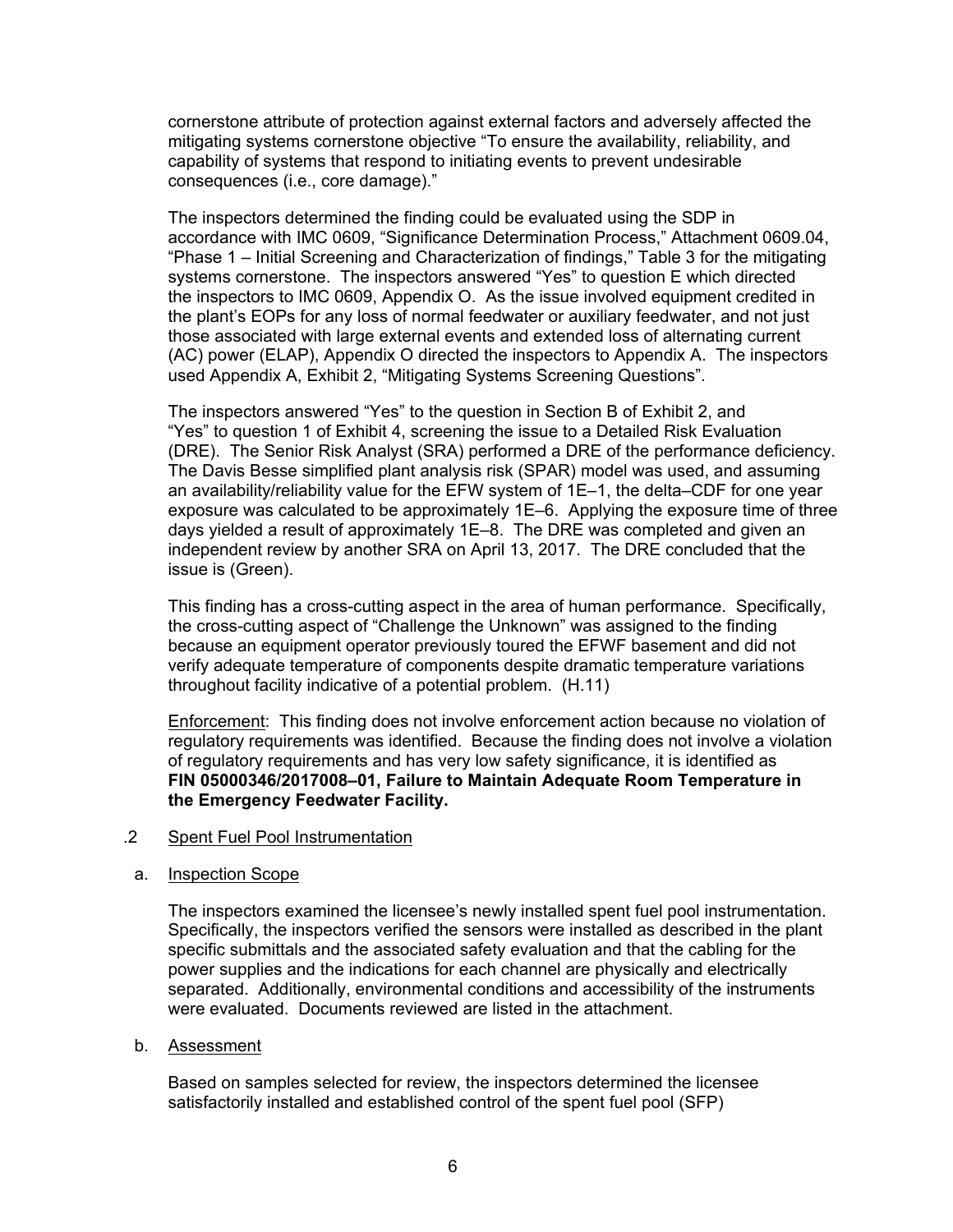cornerstone attribute of protection against external factors and adversely affected the mitigating systems cornerstone objective "To ensure the availability, reliability, and capability of systems that respond to initiating events to prevent undesirable consequences (i.e., core damage)."

The inspectors determined the finding could be evaluated using the SDP in accordance with IMC 0609, "Significance Determination Process," Attachment 0609.04, "Phase 1 – Initial Screening and Characterization of findings," Table 3 for the mitigating systems cornerstone. The inspectors answered "Yes" to question E which directed the inspectors to IMC 0609, Appendix O. As the issue involved equipment credited in the plant's EOPs for any loss of normal feedwater or auxiliary feedwater, and not just those associated with large external events and extended loss of alternating current (AC) power (ELAP), Appendix O directed the inspectors to Appendix A. The inspectors used Appendix A, Exhibit 2, "Mitigating Systems Screening Questions".

The inspectors answered "Yes" to the question in Section B of Exhibit 2, and "Yes" to question 1 of Exhibit 4, screening the issue to a Detailed Risk Evaluation (DRE). The Senior Risk Analyst (SRA) performed a DRE of the performance deficiency. The Davis Besse simplified plant analysis risk (SPAR) model was used, and assuming an availability/reliability value for the EFW system of 1E–1, the delta–CDF for one year exposure was calculated to be approximately 1E–6. Applying the exposure time of three days yielded a result of approximately 1E–8. The DRE was completed and given an independent review by another SRA on April 13, 2017. The DRE concluded that the issue is (Green).

This finding has a cross-cutting aspect in the area of human performance. Specifically, the cross-cutting aspect of "Challenge the Unknown" was assigned to the finding because an equipment operator previously toured the EFWF basement and did not verify adequate temperature of components despite dramatic temperature variations throughout facility indicative of a potential problem. (H.11)

Enforcement: This finding does not involve enforcement action because no violation of regulatory requirements was identified. Because the finding does not involve a violation of regulatory requirements and has very low safety significance, it is identified as **FIN 05000346/2017008–01, Failure to Maintain Adequate Room Temperature in the Emergency Feedwater Facility.**

.2 Spent Fuel Pool Instrumentation

a. Inspection Scope

The inspectors examined the licensee's newly installed spent fuel pool instrumentation. Specifically, the inspectors verified the sensors were installed as described in the plant specific submittals and the associated safety evaluation and that the cabling for the power supplies and the indications for each channel are physically and electrically separated. Additionally, environmental conditions and accessibility of the instruments were evaluated. Documents reviewed are listed in the attachment.

b. Assessment

Based on samples selected for review, the inspectors determined the licensee satisfactorily installed and established control of the spent fuel pool (SFP)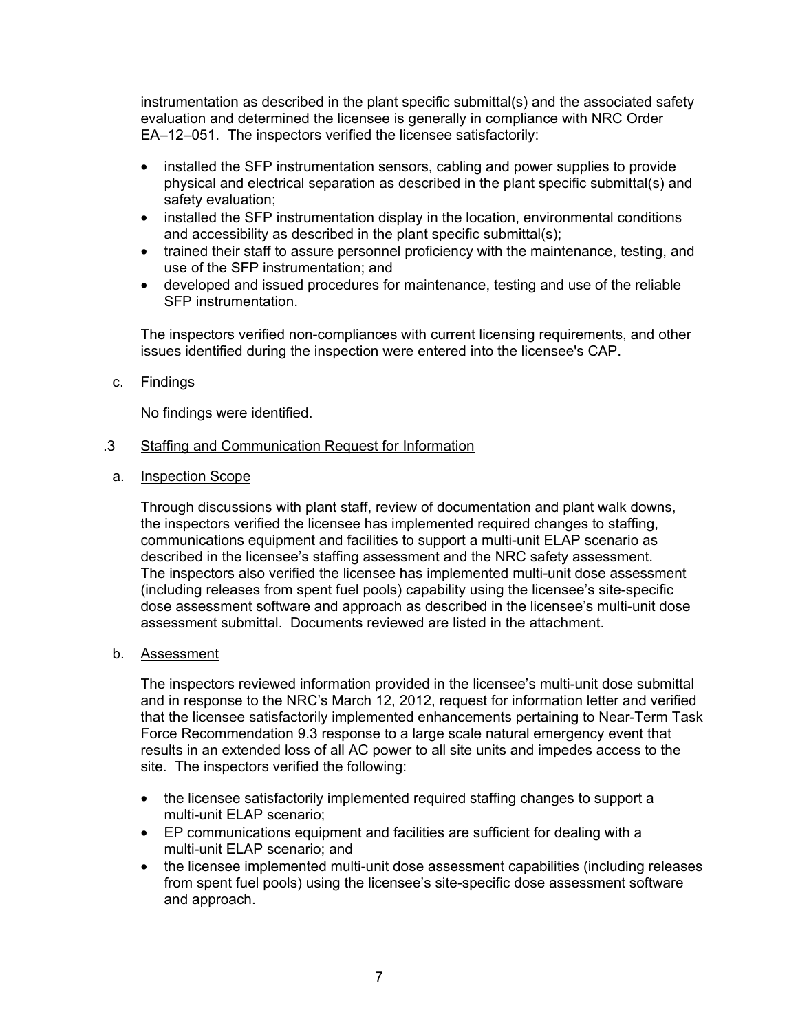instrumentation as described in the plant specific submittal(s) and the associated safety evaluation and determined the licensee is generally in compliance with NRC Order EA–12–051. The inspectors verified the licensee satisfactorily:

- installed the SFP instrumentation sensors, cabling and power supplies to provide physical and electrical separation as described in the plant specific submittal(s) and safety evaluation;
- installed the SFP instrumentation display in the location, environmental conditions and accessibility as described in the plant specific submittal(s);
- trained their staff to assure personnel proficiency with the maintenance, testing, and use of the SFP instrumentation; and
- developed and issued procedures for maintenance, testing and use of the reliable SFP instrumentation.

The inspectors verified non-compliances with current licensing requirements, and other issues identified during the inspection were entered into the licensee's CAP.

c. Findings

No findings were identified.

.3 Staffing and Communication Request for Information

a. Inspection Scope

Through discussions with plant staff, review of documentation and plant walk downs, the inspectors verified the licensee has implemented required changes to staffing, communications equipment and facilities to support a multi-unit ELAP scenario as described in the licensee's staffing assessment and the NRC safety assessment. The inspectors also verified the licensee has implemented multi-unit dose assessment (including releases from spent fuel pools) capability using the licensee's site-specific dose assessment software and approach as described in the licensee's multi-unit dose assessment submittal. Documents reviewed are listed in the attachment.

b. Assessment

The inspectors reviewed information provided in the licensee's multi-unit dose submittal and in response to the NRC's March 12, 2012, request for information letter and verified that the licensee satisfactorily implemented enhancements pertaining to Near-Term Task Force Recommendation 9.3 response to a large scale natural emergency event that results in an extended loss of all AC power to all site units and impedes access to the site. The inspectors verified the following:

- the licensee satisfactorily implemented required staffing changes to support a multi-unit ELAP scenario;
- EP communications equipment and facilities are sufficient for dealing with a multi-unit ELAP scenario; and
- the licensee implemented multi-unit dose assessment capabilities (including releases from spent fuel pools) using the licensee's site-specific dose assessment software and approach.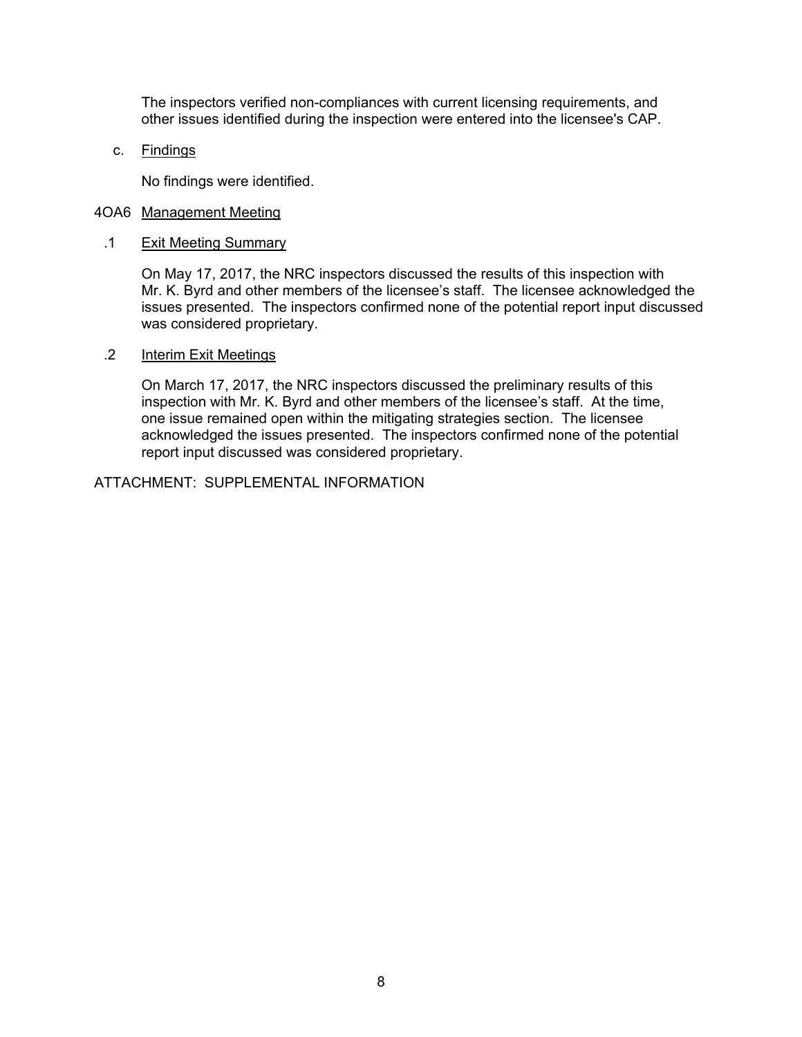The inspectors verified non-compliances with current licensing requirements, and other issues identified during the inspection were entered into the licensee's CAP.

c. Findings

No findings were identified.

4OA6 Management Meeting

.1 Exit Meeting Summary

On May 17, 2017, the NRC inspectors discussed the results of this inspection with Mr. K. Byrd and other members of the licensee's staff. The licensee acknowledged the issues presented. The inspectors confirmed none of the potential report input discussed was considered proprietary.

.2 Interim Exit Meetings

On March 17, 2017, the NRC inspectors discussed the preliminary results of this inspection with Mr. K. Byrd and other members of the licensee's staff. At the time, one issue remained open within the mitigating strategies section. The licensee acknowledged the issues presented. The inspectors confirmed none of the potential report input discussed was considered proprietary.

ATTACHMENT: SUPPLEMENTAL INFORMATION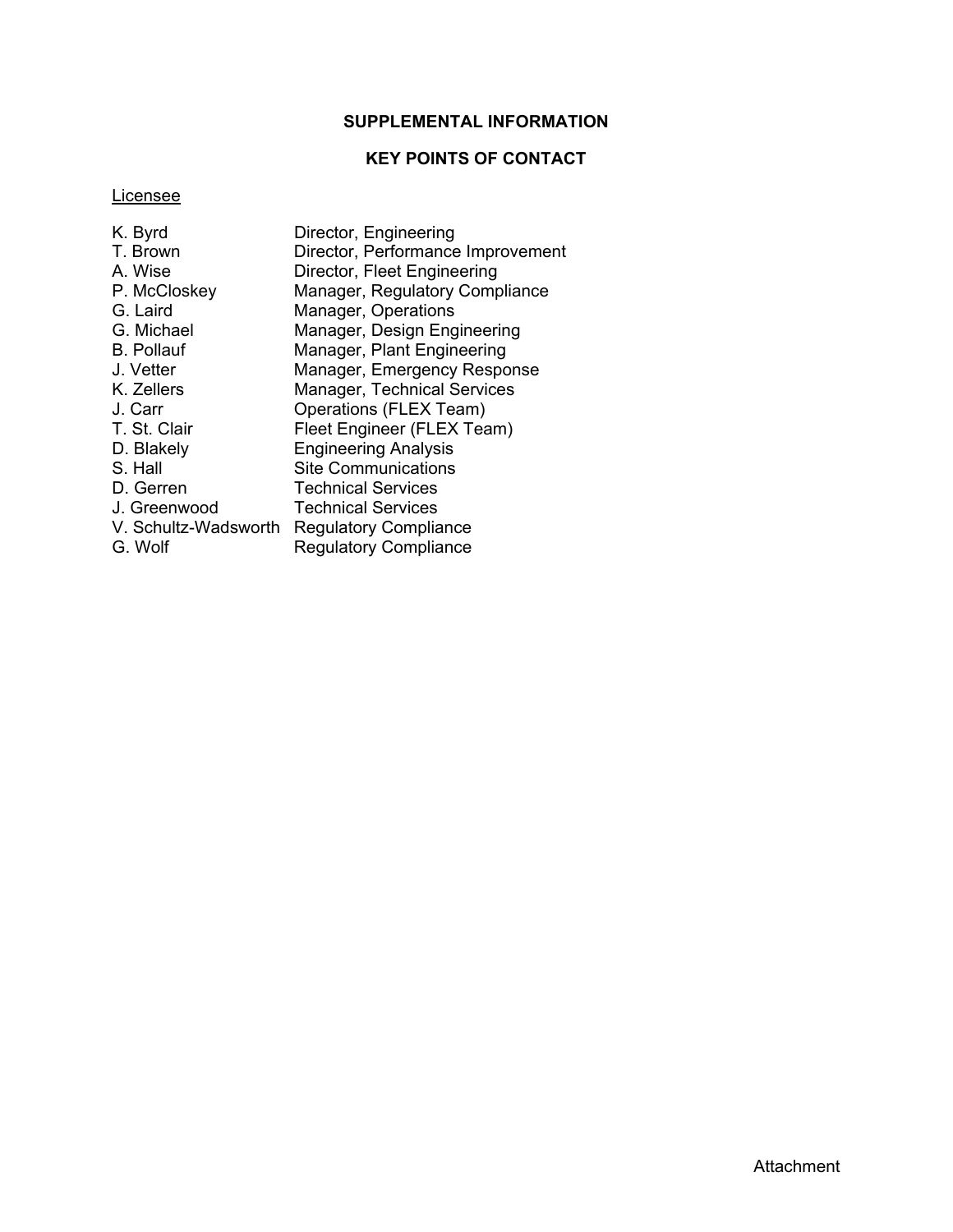## SUPPLEMENTAL INFORMATION

## KEY POINTS OF CONTACT

<u>Licensee</u>

| Name | Title |
|---|---|
| K. Byrd | Director, Engineering |
| T. Brown | Director, Performance Improvement |
| A. Wise | Director, Fleet Engineering |
| P. McCloskey | Manager, Regulatory Compliance |
| G. Laird | Manager, Operations |
| G. Michael | Manager, Design Engineering |
| B. Pollauf | Manager, Plant Engineering |
| J. Vetter | Manager, Emergency Response |
| K. Zellers | Manager, Technical Services |
| J. Carr | Operations (FLEX Team) |
| T. St. Clair | Fleet Engineer (FLEX Team) |
| D. Blakely | Engineering Analysis |
| S. Hall | Site Communications |
| D. Gerren | Technical Services |
| J. Greenwood | Technical Services |
| V. Schultz-Wadsworth | Regulatory Compliance |
| G. Wolf | Regulatory Compliance |

Attachment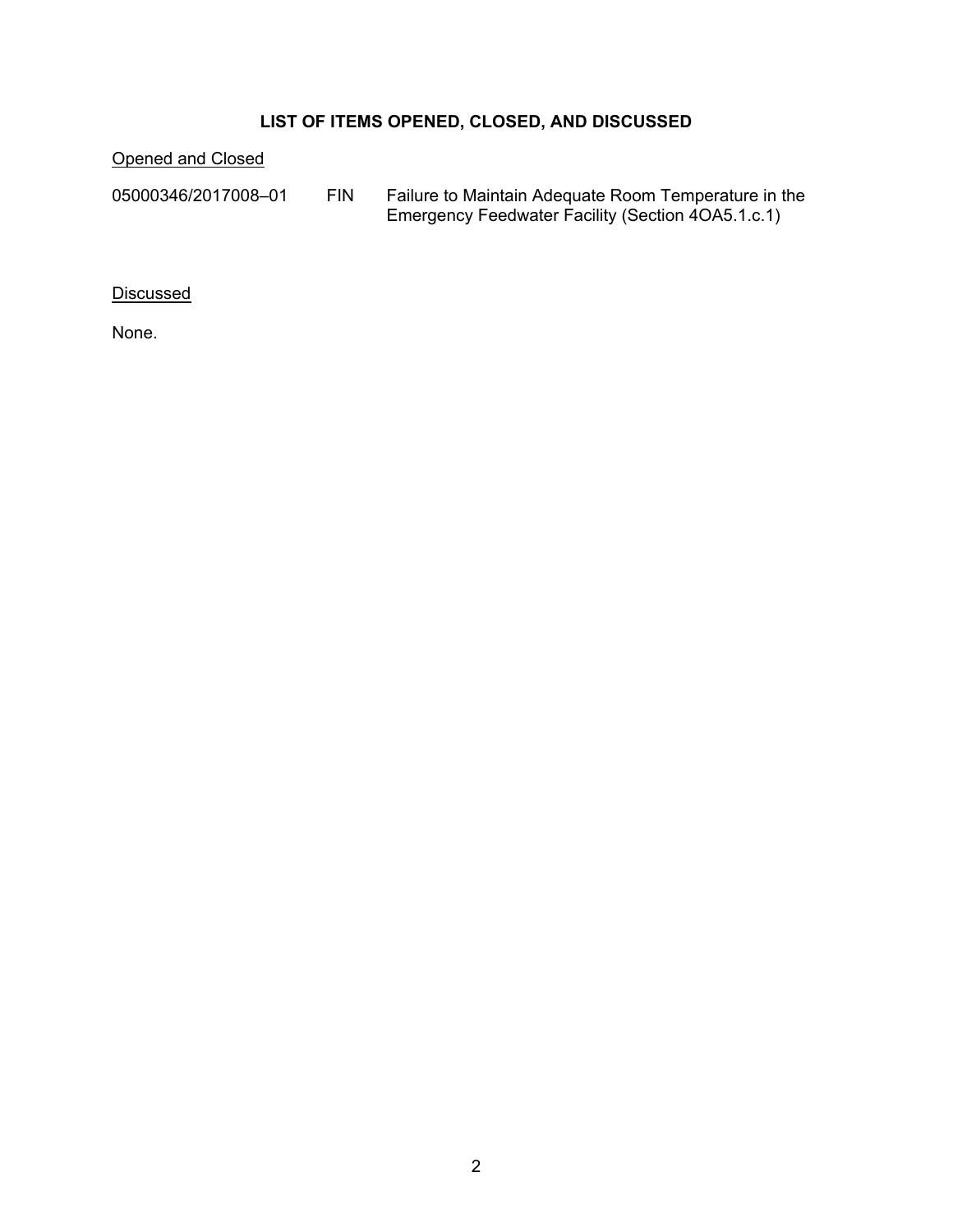## LIST OF ITEMS OPENED, CLOSED, AND DISCUSSED

Opened and Closed

| | | |
|---|---|---|
| 05000346/2017008–01 | FIN | Failure to Maintain Adequate Room Temperature in the Emergency Feedwater Facility (Section 4OA5.1.c.1) |

Discussed

None.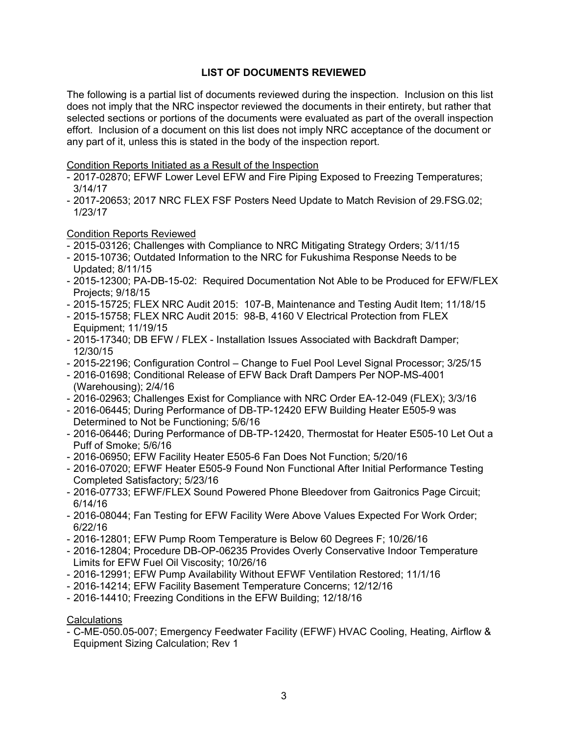## LIST OF DOCUMENTS REVIEWED

The following is a partial list of documents reviewed during the inspection. Inclusion on this list does not imply that the NRC inspector reviewed the documents in their entirety, but rather that selected sections or portions of the documents were evaluated as part of the overall inspection effort. Inclusion of a document on this list does not imply NRC acceptance of the document or any part of it, unless this is stated in the body of the inspection report.

Condition Reports Initiated as a Result of the Inspection

- 2017-02870; EFWF Lower Level EFW and Fire Piping Exposed to Freezing Temperatures; 3/14/17
- 2017-20653; 2017 NRC FLEX FSF Posters Need Update to Match Revision of 29.FSG.02; 1/23/17

Condition Reports Reviewed

- 2015-03126; Challenges with Compliance to NRC Mitigating Strategy Orders; 3/11/15
- 2015-10736; Outdated Information to the NRC for Fukushima Response Needs to be Updated; 8/11/15
- 2015-12300; PA-DB-15-02: Required Documentation Not Able to be Produced for EFW/FLEX Projects; 9/18/15
- 2015-15725; FLEX NRC Audit 2015: 107-B, Maintenance and Testing Audit Item; 11/18/15
- 2015-15758; FLEX NRC Audit 2015: 98-B, 4160 V Electrical Protection from FLEX Equipment; 11/19/15
- 2015-17340; DB EFW / FLEX - Installation Issues Associated with Backdraft Damper; 12/30/15
- 2015-22196; Configuration Control – Change to Fuel Pool Level Signal Processor; 3/25/15
- 2016-01698; Conditional Release of EFW Back Draft Dampers Per NOP-MS-4001 (Warehousing); 2/4/16
- 2016-02963; Challenges Exist for Compliance with NRC Order EA-12-049 (FLEX); 3/3/16
- 2016-06445; During Performance of DB-TP-12420 EFW Building Heater E505-9 was Determined to Not be Functioning; 5/6/16
- 2016-06446; During Performance of DB-TP-12420, Thermostat for Heater E505-10 Let Out a Puff of Smoke; 5/6/16
- 2016-06950; EFW Facility Heater E505-6 Fan Does Not Function; 5/20/16
- 2016-07020; EFWF Heater E505-9 Found Non Functional After Initial Performance Testing Completed Satisfactory; 5/23/16
- 2016-07733; EFWF/FLEX Sound Powered Phone Bleedover from Gaitronics Page Circuit; 6/14/16
- 2016-08044; Fan Testing for EFW Facility Were Above Values Expected For Work Order; 6/22/16
- 2016-12801; EFW Pump Room Temperature is Below 60 Degrees F; 10/26/16
- 2016-12804; Procedure DB-OP-06235 Provides Overly Conservative Indoor Temperature Limits for EFW Fuel Oil Viscosity; 10/26/16
- 2016-12991; EFW Pump Availability Without EFWF Ventilation Restored; 11/1/16
- 2016-14214; EFW Facility Basement Temperature Concerns; 12/12/16
- 2016-14410; Freezing Conditions in the EFW Building; 12/18/16

Calculations

- C-ME-050.05-007; Emergency Feedwater Facility (EFWF) HVAC Cooling, Heating, Airflow & Equipment Sizing Calculation; Rev 1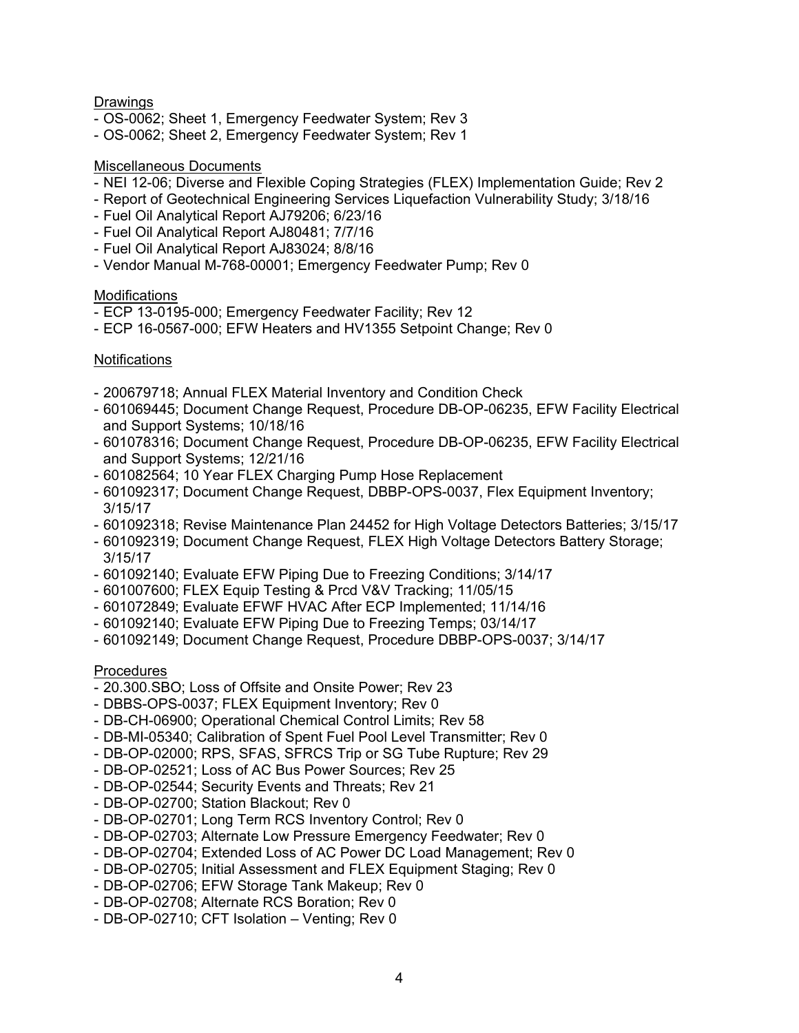Drawings

- OS-0062; Sheet 1, Emergency Feedwater System; Rev 3
- OS-0062; Sheet 2, Emergency Feedwater System; Rev 1

Miscellaneous Documents

- NEI 12-06; Diverse and Flexible Coping Strategies (FLEX) Implementation Guide; Rev 2
- Report of Geotechnical Engineering Services Liquefaction Vulnerability Study; 3/18/16
- Fuel Oil Analytical Report AJ79206; 6/23/16
- Fuel Oil Analytical Report AJ80481; 7/7/16
- Fuel Oil Analytical Report AJ83024; 8/8/16
- Vendor Manual M-768-00001; Emergency Feedwater Pump; Rev 0

Modifications

- ECP 13-0195-000; Emergency Feedwater Facility; Rev 12
- ECP 16-0567-000; EFW Heaters and HV1355 Setpoint Change; Rev 0

Notifications

- 200679718; Annual FLEX Material Inventory and Condition Check
- 601069445; Document Change Request, Procedure DB-OP-06235, EFW Facility Electrical and Support Systems; 10/18/16
- 601078316; Document Change Request, Procedure DB-OP-06235, EFW Facility Electrical and Support Systems; 12/21/16
- 601082564; 10 Year FLEX Charging Pump Hose Replacement
- 601092317; Document Change Request, DBBP-OPS-0037, Flex Equipment Inventory; 3/15/17
- 601092318; Revise Maintenance Plan 24452 for High Voltage Detectors Batteries; 3/15/17
- 601092319; Document Change Request, FLEX High Voltage Detectors Battery Storage; 3/15/17
- 601092140; Evaluate EFW Piping Due to Freezing Conditions; 3/14/17
- 601007600; FLEX Equip Testing & Prcd V&V Tracking; 11/05/15
- 601072849; Evaluate EFWF HVAC After ECP Implemented; 11/14/16
- 601092140; Evaluate EFW Piping Due to Freezing Temps; 03/14/17
- 601092149; Document Change Request, Procedure DBBP-OPS-0037; 3/14/17

Procedures

- 20.300.SBO; Loss of Offsite and Onsite Power; Rev 23
- DBBS-OPS-0037; FLEX Equipment Inventory; Rev 0
- DB-CH-06900; Operational Chemical Control Limits; Rev 58
- DB-MI-05340; Calibration of Spent Fuel Pool Level Transmitter; Rev 0
- DB-OP-02000; RPS, SFAS, SFRCS Trip or SG Tube Rupture; Rev 29
- DB-OP-02521; Loss of AC Bus Power Sources; Rev 25
- DB-OP-02544; Security Events and Threats; Rev 21
- DB-OP-02700; Station Blackout; Rev 0
- DB-OP-02701; Long Term RCS Inventory Control; Rev 0
- DB-OP-02703; Alternate Low Pressure Emergency Feedwater; Rev 0
- DB-OP-02704; Extended Loss of AC Power DC Load Management; Rev 0
- DB-OP-02705; Initial Assessment and FLEX Equipment Staging; Rev 0
- DB-OP-02706; EFW Storage Tank Makeup; Rev 0
- DB-OP-02708; Alternate RCS Boration; Rev 0
- DB-OP-02710; CFT Isolation – Venting; Rev 0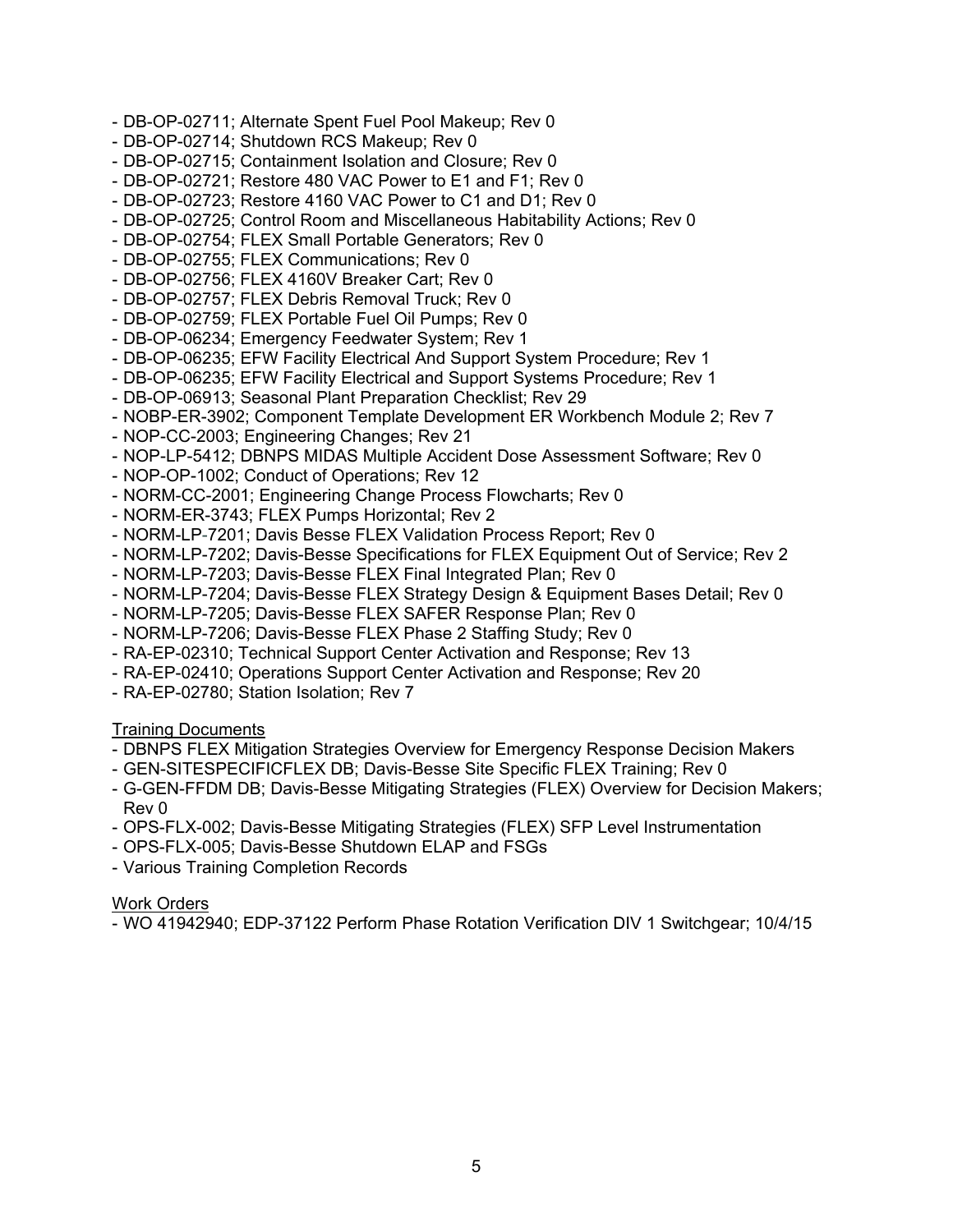- DB-OP-02711; Alternate Spent Fuel Pool Makeup; Rev 0
- DB-OP-02714; Shutdown RCS Makeup; Rev 0
- DB-OP-02715; Containment Isolation and Closure; Rev 0
- DB-OP-02721; Restore 480 VAC Power to E1 and F1; Rev 0
- DB-OP-02723; Restore 4160 VAC Power to C1 and D1; Rev 0
- DB-OP-02725; Control Room and Miscellaneous Habitability Actions; Rev 0
- DB-OP-02754; FLEX Small Portable Generators; Rev 0
- DB-OP-02755; FLEX Communications; Rev 0
- DB-OP-02756; FLEX 4160V Breaker Cart; Rev 0
- DB-OP-02757; FLEX Debris Removal Truck; Rev 0
- DB-OP-02759; FLEX Portable Fuel Oil Pumps; Rev 0
- DB-OP-06234; Emergency Feedwater System; Rev 1
- DB-OP-06235; EFW Facility Electrical And Support System Procedure; Rev 1
- DB-OP-06235; EFW Facility Electrical and Support Systems Procedure; Rev 1
- DB-OP-06913; Seasonal Plant Preparation Checklist; Rev 29
- NOBP-ER-3902; Component Template Development ER Workbench Module 2; Rev 7
- NOP-CC-2003; Engineering Changes; Rev 21
- NOP-LP-5412; DBNPS MIDAS Multiple Accident Dose Assessment Software; Rev 0
- NOP-OP-1002; Conduct of Operations; Rev 12
- NORM-CC-2001; Engineering Change Process Flowcharts; Rev 0
- NORM-ER-3743; FLEX Pumps Horizontal; Rev 2
- NORM-LP-7201; Davis Besse FLEX Validation Process Report; Rev 0
- NORM-LP-7202; Davis-Besse Specifications for FLEX Equipment Out of Service; Rev 2
- NORM-LP-7203; Davis-Besse FLEX Final Integrated Plan; Rev 0
- NORM-LP-7204; Davis-Besse FLEX Strategy Design & Equipment Bases Detail; Rev 0
- NORM-LP-7205; Davis-Besse FLEX SAFER Response Plan; Rev 0
- NORM-LP-7206; Davis-Besse FLEX Phase 2 Staffing Study; Rev 0
- RA-EP-02310; Technical Support Center Activation and Response; Rev 13
- RA-EP-02410; Operations Support Center Activation and Response; Rev 20
- RA-EP-02780; Station Isolation; Rev 7

Training Documents
- DBNPS FLEX Mitigation Strategies Overview for Emergency Response Decision Makers
- GEN-SITESPECIFICFLEX DB; Davis-Besse Site Specific FLEX Training; Rev 0
- G-GEN-FFDM DB; Davis-Besse Mitigating Strategies (FLEX) Overview for Decision Makers; Rev 0
- OPS-FLX-002; Davis-Besse Mitigating Strategies (FLEX) SFP Level Instrumentation
- OPS-FLX-005; Davis-Besse Shutdown ELAP and FSGs
- Various Training Completion Records

Work Orders
- WO 41942940; EDP-37122 Perform Phase Rotation Verification DIV 1 Switchgear; 10/4/15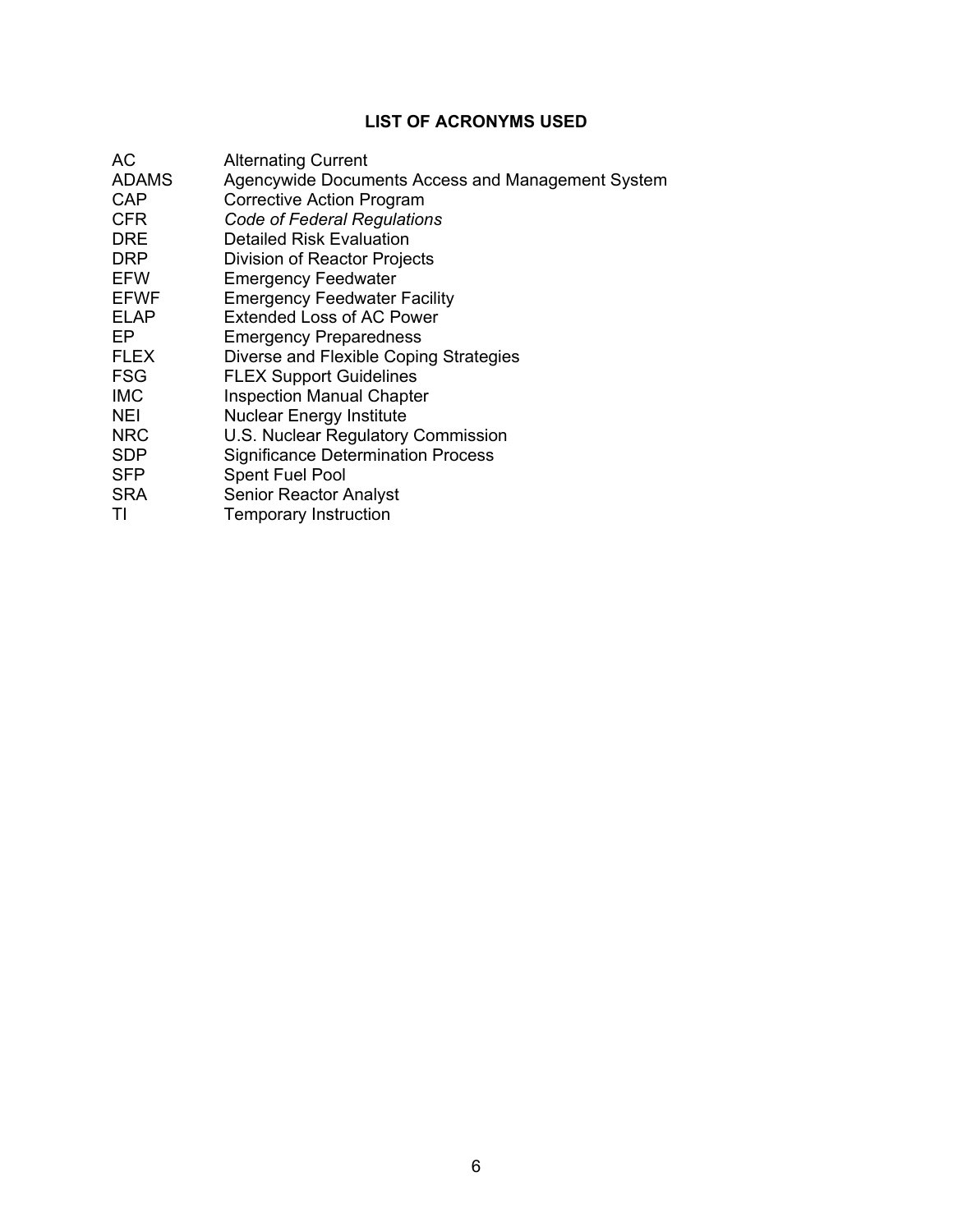**LIST OF ACRONYMS USED**

| | |
|---|---|
| AC | Alternating Current |
| ADAMS | Agencywide Documents Access and Management System |
| CAP | Corrective Action Program |
| CFR | *Code of Federal Regulations* |
| DRE | Detailed Risk Evaluation |
| DRP | Division of Reactor Projects |
| EFW | Emergency Feedwater |
| EFWF | Emergency Feedwater Facility |
| ELAP | Extended Loss of AC Power |
| EP | Emergency Preparedness |
| FLEX | Diverse and Flexible Coping Strategies |
| FSG | FLEX Support Guidelines |
| IMC | Inspection Manual Chapter |
| NEI | Nuclear Energy Institute |
| NRC | U.S. Nuclear Regulatory Commission |
| SDP | Significance Determination Process |
| SFP | Spent Fuel Pool |
| SRA | Senior Reactor Analyst |
| TI | Temporary Instruction |